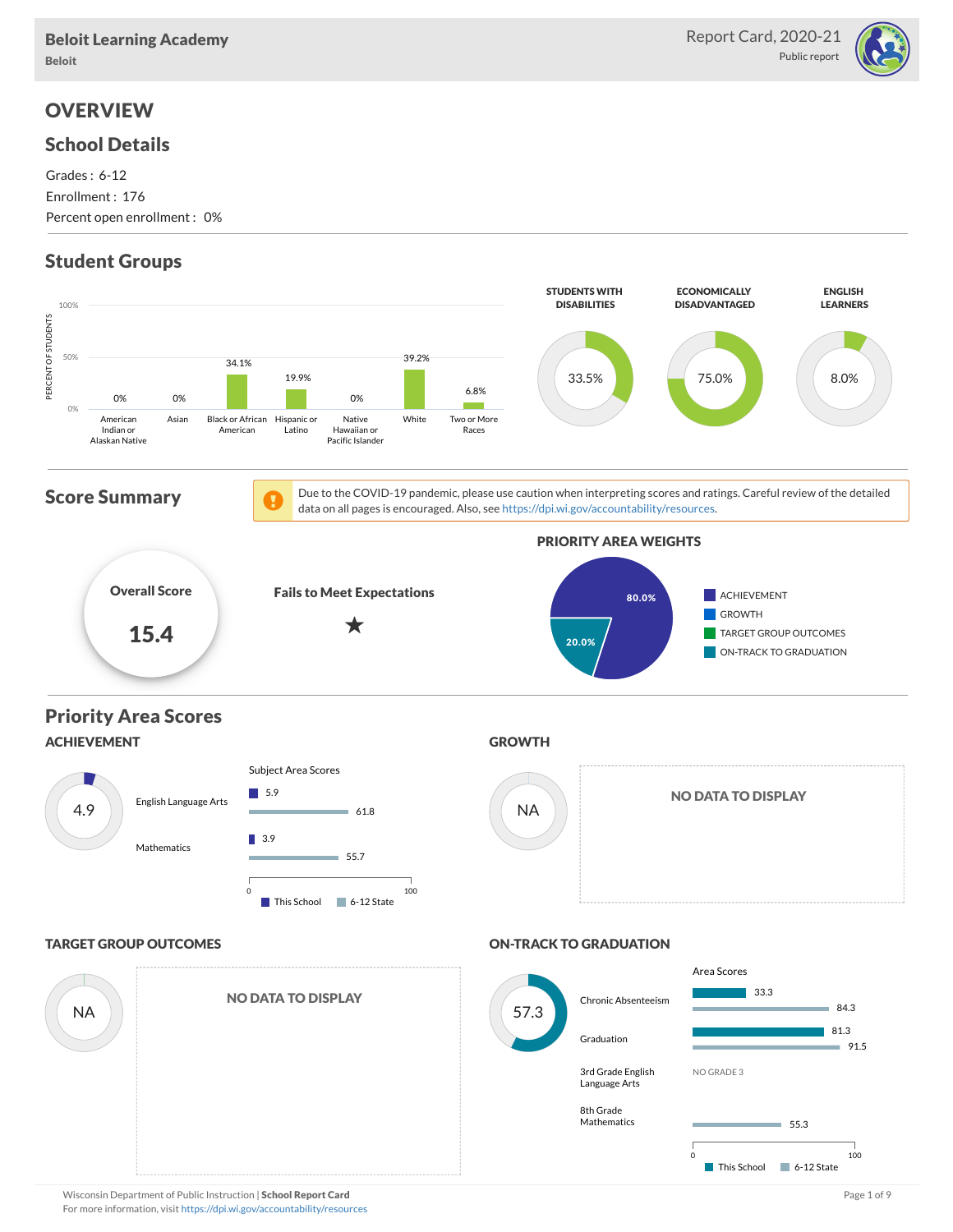**Beloit Learning Academy**
Beloit

Report Card, 2020-21
Public report

# OVERVIEW

## School Details

Grades : 6-12
Enrollment : 176
Percent open enrollment : 0%

## Student Groups

| Group | Percent of Students |
|---|---|
| American Indian or Alaskan Native | 0% |
| Asian | 0% |
| Black or African American | 34.1% |
| Hispanic or Latino | 19.9% |
| Native Hawaiian or Pacific Islander | 0% |
| White | 39.2% |
| Two or More Races | 6.8% |

| STUDENTS WITH DISABILITIES | ECONOMICALLY DISADVANTAGED | ENGLISH LEARNERS |
|---|---|---|
| 33.5% | 75.0% | 8.0% |

## Score Summary

Due to the COVID-19 pandemic, please use caution when interpreting scores and ratings. Careful review of the detailed data on all pages is encouraged. Also, see https://dpi.wi.gov/accountability/resources.

**Overall Score**
**15.4**

**Fails to Meet Expectations**
★

**PRIORITY AREA WEIGHTS**

| Priority Area | Weight |
|---|---|
| ACHIEVEMENT | 80.0% |
| GROWTH | |
| TARGET GROUP OUTCOMES | |
| ON-TRACK TO GRADUATION | 20.0% |

## Priority Area Scores

### ACHIEVEMENT

4.9

Subject Area Scores

| Subject | This School | 6-12 State |
|---|---|---|
| English Language Arts | 5.9 | 61.8 |
| Mathematics | 3.9 | 55.7 |

### GROWTH

NA

NO DATA TO DISPLAY

### TARGET GROUP OUTCOMES

NA

NO DATA TO DISPLAY

### ON-TRACK TO GRADUATION

57.3

Area Scores

| Area | This School | 6-12 State |
|---|---|---|
| Chronic Absenteeism | 33.3 | 84.3 |
| Graduation | 81.3 | 91.5 |
| 3rd Grade English Language Arts | NO GRADE 3 | |
| 8th Grade Mathematics | | 55.3 |

Wisconsin Department of Public Instruction | **School Report Card**
For more information, visit https://dpi.wi.gov/accountability/resources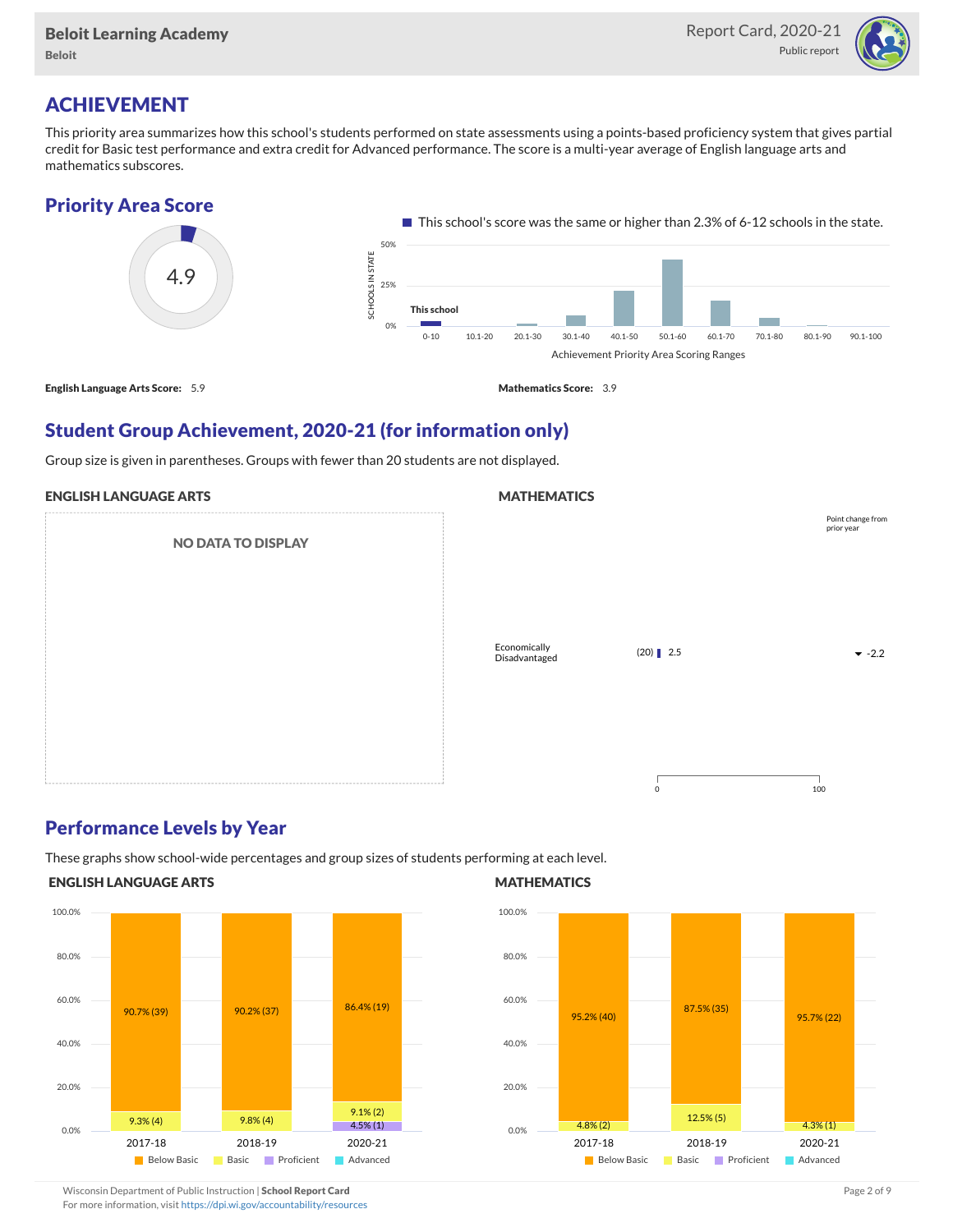## ACHIEVEMENT

This priority area summarizes how this school's students performed on state assessments using a points-based proficiency system that gives partial credit for Basic test performance and extra credit for Advanced performance. The score is a multi-year average of English language arts and mathematics subscores.

### Priority Area Score

4.9

This school's score was the same or higher than 2.3% of 6-12 schools in the state.

| Achievement Priority Area Scoring Ranges | 0-10 | 10.1-20 | 20.1-30 | 30.1-40 | 40.1-50 | 50.1-60 | 60.1-70 | 70.1-80 | 80.1-90 | 90.1-100 |
|---|---|---|---|---|---|---|---|---|---|---|
| | This school | | | | | | | | | |

**English Language Arts Score:** 5.9

**Mathematics Score:** 3.9

### Student Group Achievement, 2020-21 (for information only)

Group size is given in parentheses. Groups with fewer than 20 students are not displayed.

#### ENGLISH LANGUAGE ARTS

NO DATA TO DISPLAY

#### MATHEMATICS

| Group | Score | Point change from prior year |
|---|---|---|
| Economically Disadvantaged | (20) 2.5 | ▼ -2.2 |

### Performance Levels by Year

These graphs show school-wide percentages and group sizes of students performing at each level.

#### ENGLISH LANGUAGE ARTS

| Year | Below Basic | Basic | Proficient | Advanced |
|---|---|---|---|---|
| 2017-18 | 90.7% (39) | 9.3% (4) | | |
| 2018-19 | 90.2% (37) | 9.8% (4) | | |
| 2020-21 | 86.4% (19) | 9.1% (2) | 4.5% (1) | |

#### MATHEMATICS

| Year | Below Basic | Basic | Proficient | Advanced |
|---|---|---|---|---|
| 2017-18 | 95.2% (40) | 4.8% (2) | | |
| 2018-19 | 87.5% (35) | 12.5% (5) | | |
| 2020-21 | 95.7% (22) | 4.3% (1) | | |

Wisconsin Department of Public Instruction | **School Report Card**
For more information, visit https://dpi.wi.gov/accountability/resources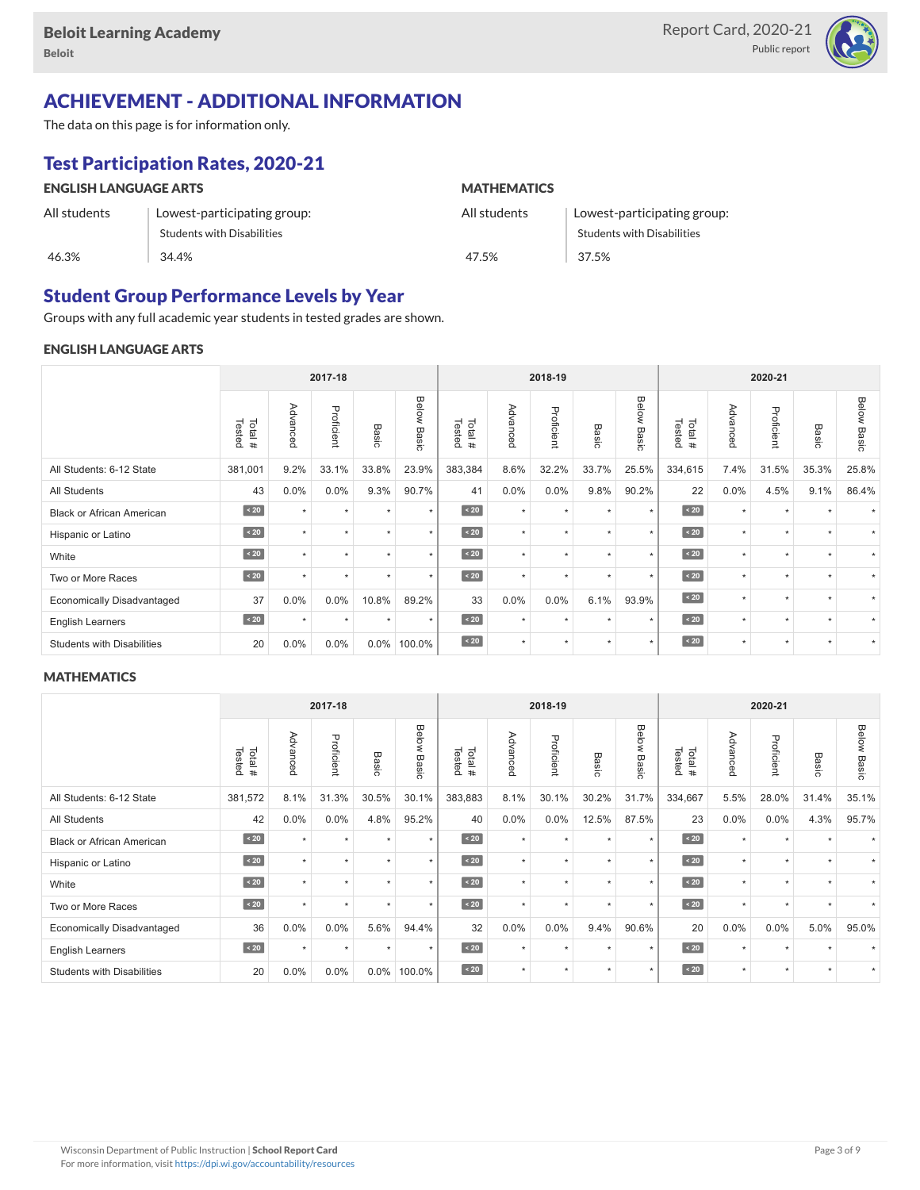# ACHIEVEMENT - ADDITIONAL INFORMATION

The data on this page is for information only.

## Test Participation Rates, 2020-21

### ENGLISH LANGUAGE ARTS

| All students | Lowest-participating group: Students with Disabilities |
| --- | --- |
| 46.3% | 34.4% |

### MATHEMATICS

| All students | Lowest-participating group: Students with Disabilities |
| --- | --- |
| 47.5% | 37.5% |

## Student Group Performance Levels by Year

Groups with any full academic year students in tested grades are shown.

### ENGLISH LANGUAGE ARTS

| | 2017-18 | | | | | 2018-19 | | | | | 2020-21 | | | | |
| --- | --- | --- | --- | --- | --- | --- | --- | --- | --- | --- | --- | --- | --- | --- | --- |
| | Total # Tested | Advanced | Proficient | Basic | Below Basic | Total # Tested | Advanced | Proficient | Basic | Below Basic | Total # Tested | Advanced | Proficient | Basic | Below Basic |
| All Students: 6-12 State | 381,001 | 9.2% | 33.1% | 33.8% | 23.9% | 383,384 | 8.6% | 32.2% | 33.7% | 25.5% | 334,615 | 7.4% | 31.5% | 35.3% | 25.8% |
| All Students | 43 | 0.0% | 0.0% | 9.3% | 90.7% | 41 | 0.0% | 0.0% | 9.8% | 90.2% | 22 | 0.0% | 4.5% | 9.1% | 86.4% |
| Black or African American | < 20 | * | * | * | * | < 20 | * | * | * | * | < 20 | * | * | * | * |
| Hispanic or Latino | < 20 | * | * | * | * | < 20 | * | * | * | * | < 20 | * | * | * | * |
| White | < 20 | * | * | * | * | < 20 | * | * | * | * | < 20 | * | * | * | * |
| Two or More Races | < 20 | * | * | * | * | < 20 | * | * | * | * | < 20 | * | * | * | * |
| Economically Disadvantaged | 37 | 0.0% | 0.0% | 10.8% | 89.2% | 33 | 0.0% | 0.0% | 6.1% | 93.9% | < 20 | * | * | * | * |
| English Learners | < 20 | * | * | * | * | < 20 | * | * | * | * | < 20 | * | * | * | * |
| Students with Disabilities | 20 | 0.0% | 0.0% | 0.0% | 100.0% | < 20 | * | * | * | * | < 20 | * | * | * | * |

### MATHEMATICS

| | 2017-18 | | | | | 2018-19 | | | | | 2020-21 | | | | |
| --- | --- | --- | --- | --- | --- | --- | --- | --- | --- | --- | --- | --- | --- | --- | --- |
| | Total # Tested | Advanced | Proficient | Basic | Below Basic | Total # Tested | Advanced | Proficient | Basic | Below Basic | Total # Tested | Advanced | Proficient | Basic | Below Basic |
| All Students: 6-12 State | 381,572 | 8.1% | 31.3% | 30.5% | 30.1% | 383,883 | 8.1% | 30.1% | 30.2% | 31.7% | 334,667 | 5.5% | 28.0% | 31.4% | 35.1% |
| All Students | 42 | 0.0% | 0.0% | 4.8% | 95.2% | 40 | 0.0% | 0.0% | 12.5% | 87.5% | 23 | 0.0% | 0.0% | 4.3% | 95.7% |
| Black or African American | < 20 | * | * | * | * | < 20 | * | * | * | * | < 20 | * | * | * | * |
| Hispanic or Latino | < 20 | * | * | * | * | < 20 | * | * | * | * | < 20 | * | * | * | * |
| White | < 20 | * | * | * | * | < 20 | * | * | * | * | < 20 | * | * | * | * |
| Two or More Races | < 20 | * | * | * | * | < 20 | * | * | * | * | < 20 | * | * | * | * |
| Economically Disadvantaged | 36 | 0.0% | 0.0% | 5.6% | 94.4% | 32 | 0.0% | 0.0% | 9.4% | 90.6% | 20 | 0.0% | 0.0% | 5.0% | 95.0% |
| English Learners | < 20 | * | * | * | * | < 20 | * | * | * | * | < 20 | * | * | * | * |
| Students with Disabilities | 20 | 0.0% | 0.0% | 0.0% | 100.0% | < 20 | * | * | * | * | < 20 | * | * | * | * |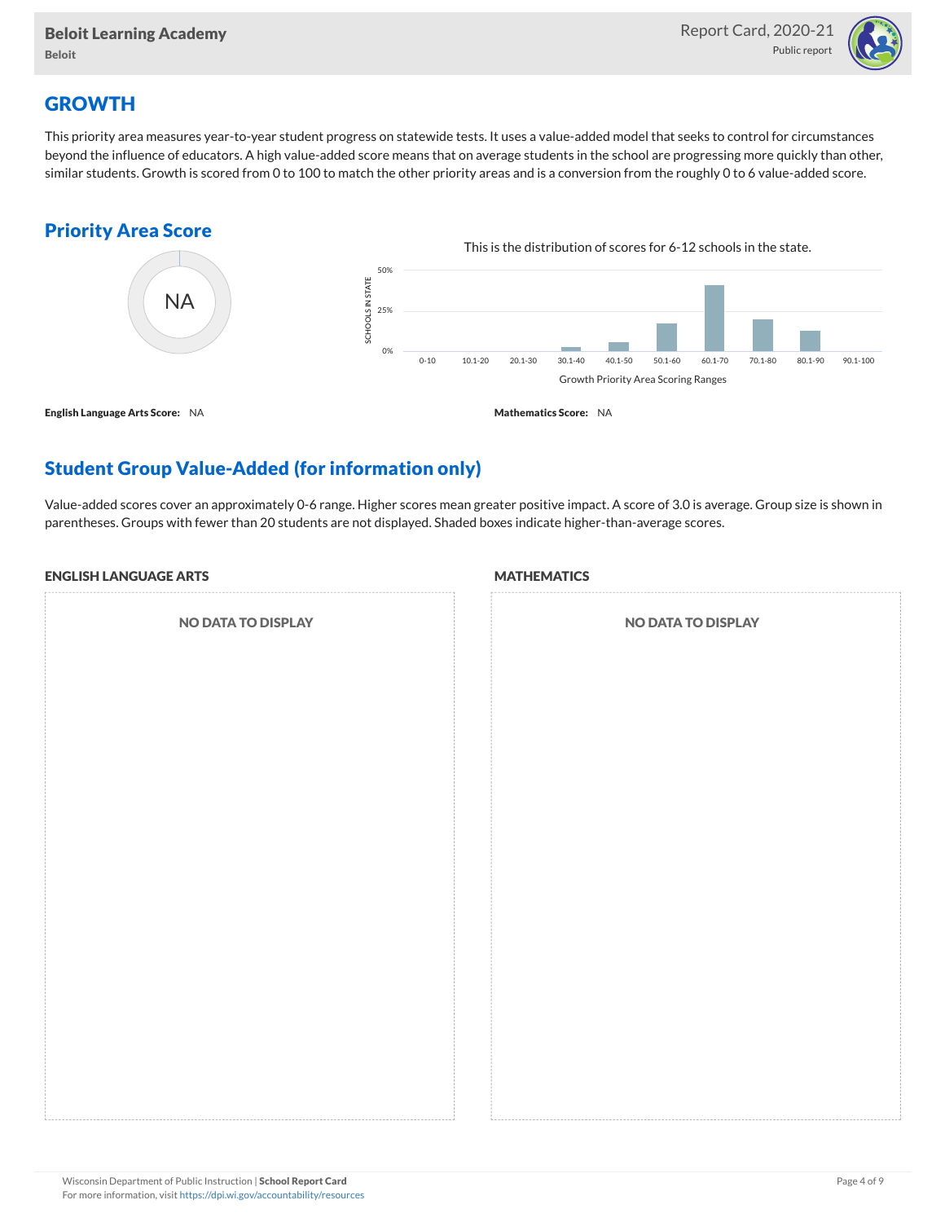## GROWTH

This priority area measures year-to-year student progress on statewide tests. It uses a value-added model that seeks to control for circumstances beyond the influence of educators. A high value-added score means that on average students in the school are progressing more quickly than other, similar students. Growth is scored from 0 to 100 to match the other priority areas and is a conversion from the roughly 0 to 6 value-added score.

### Priority Area Score

NA

This is the distribution of scores for 6-12 schools in the state.

**English Language Arts Score:** NA

**Mathematics Score:** NA

### Student Group Value-Added (for information only)

Value-added scores cover an approximately 0-6 range. Higher scores mean greater positive impact. A score of 3.0 is average. Group size is shown in parentheses. Groups with fewer than 20 students are not displayed. Shaded boxes indicate higher-than-average scores.

#### ENGLISH LANGUAGE ARTS

NO DATA TO DISPLAY

#### MATHEMATICS

NO DATA TO DISPLAY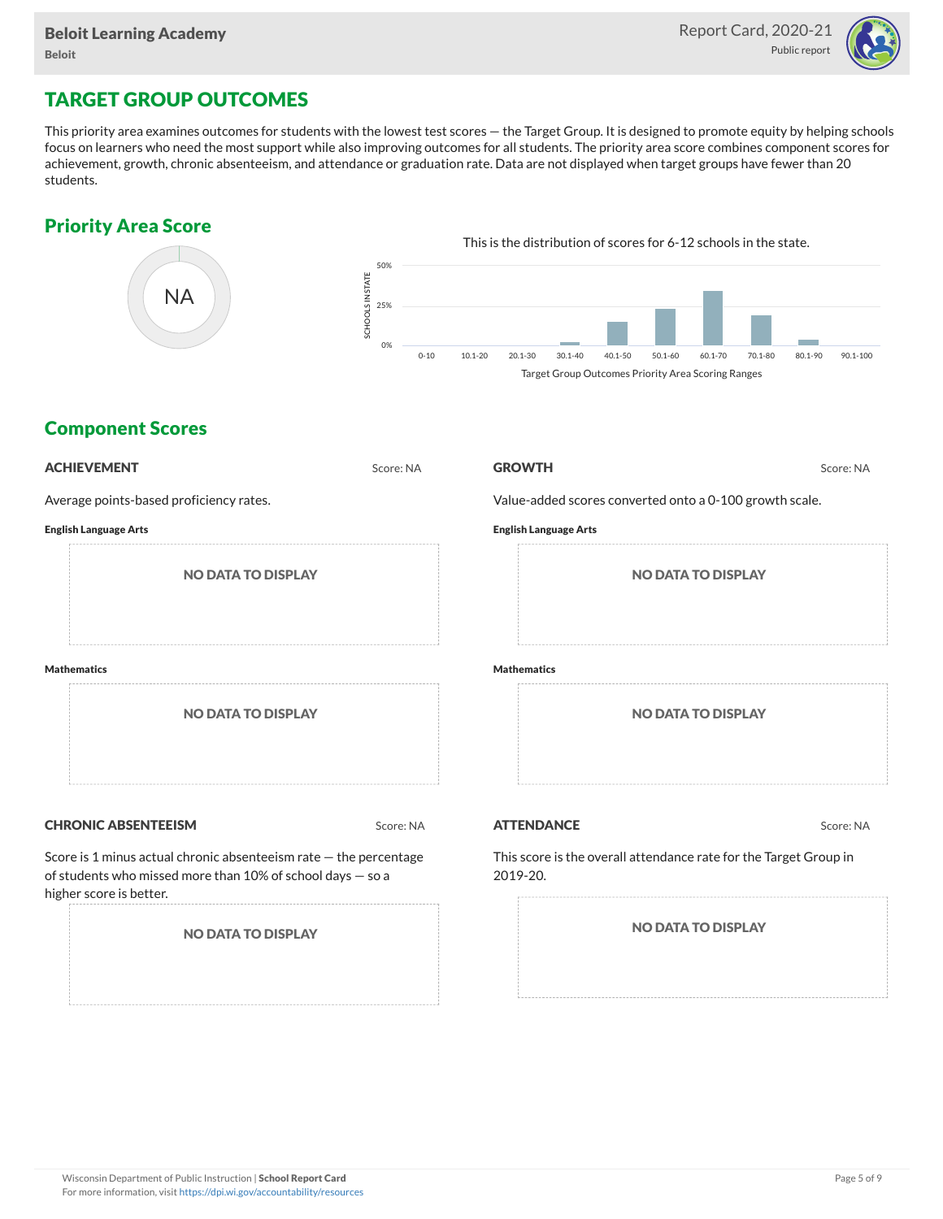# TARGET GROUP OUTCOMES

This priority area examines outcomes for students with the lowest test scores — the Target Group. It is designed to promote equity by helping schools focus on learners who need the most support while also improving outcomes for all students. The priority area score combines component scores for achievement, growth, chronic absenteeism, and attendance or graduation rate. Data are not displayed when target groups have fewer than 20 students.

## Priority Area Score

NA

This is the distribution of scores for 6-12 schools in the state.

SCHOOLS IN STATE: 50%, 25%, 0%

0-10, 10.1-20, 20.1-30, 30.1-40, 40.1-50, 50.1-60, 60.1-70, 70.1-80, 80.1-90, 90.1-100

Target Group Outcomes Priority Area Scoring Ranges

## Component Scores

### ACHIEVEMENT

Score: NA

Average points-based proficiency rates.

**English Language Arts**

NO DATA TO DISPLAY

**Mathematics**

NO DATA TO DISPLAY

### GROWTH

Score: NA

Value-added scores converted onto a 0-100 growth scale.

**English Language Arts**

NO DATA TO DISPLAY

**Mathematics**

NO DATA TO DISPLAY

### CHRONIC ABSENTEEISM

Score: NA

Score is 1 minus actual chronic absenteeism rate — the percentage of students who missed more than 10% of school days — so a higher score is better.

NO DATA TO DISPLAY

### ATTENDANCE

Score: NA

This score is the overall attendance rate for the Target Group in 2019-20.

NO DATA TO DISPLAY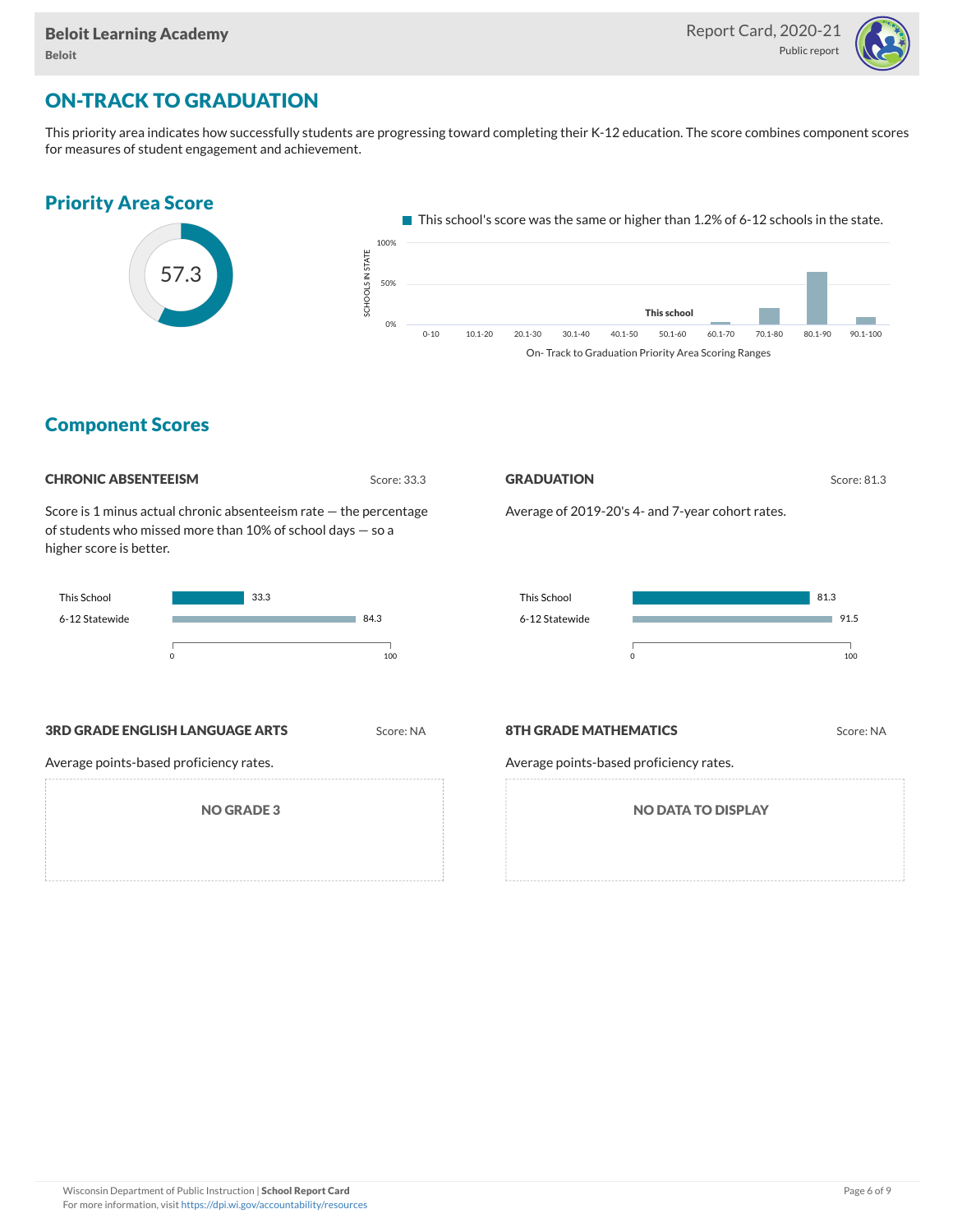## ON-TRACK TO GRADUATION

This priority area indicates how successfully students are progressing toward completing their K-12 education. The score combines component scores for measures of student engagement and achievement.

### Priority Area Score

57.3

This school's score was the same or higher than 1.2% of 6-12 schools in the state.

### Component Scores

#### CHRONIC ABSENTEEISM

Score: 33.3

Score is 1 minus actual chronic absenteeism rate — the percentage of students who missed more than 10% of school days — so a higher score is better.

| | Score |
|---|---|
| This School | 33.3 |
| 6-12 Statewide | 84.3 |

#### GRADUATION

Score: 81.3

Average of 2019-20's 4- and 7-year cohort rates.

| | Score |
|---|---|
| This School | 81.3 |
| 6-12 Statewide | 91.5 |

#### 3RD GRADE ENGLISH LANGUAGE ARTS

Score: NA

Average points-based proficiency rates.

NO GRADE 3

#### 8TH GRADE MATHEMATICS

Score: NA

Average points-based proficiency rates.

NO DATA TO DISPLAY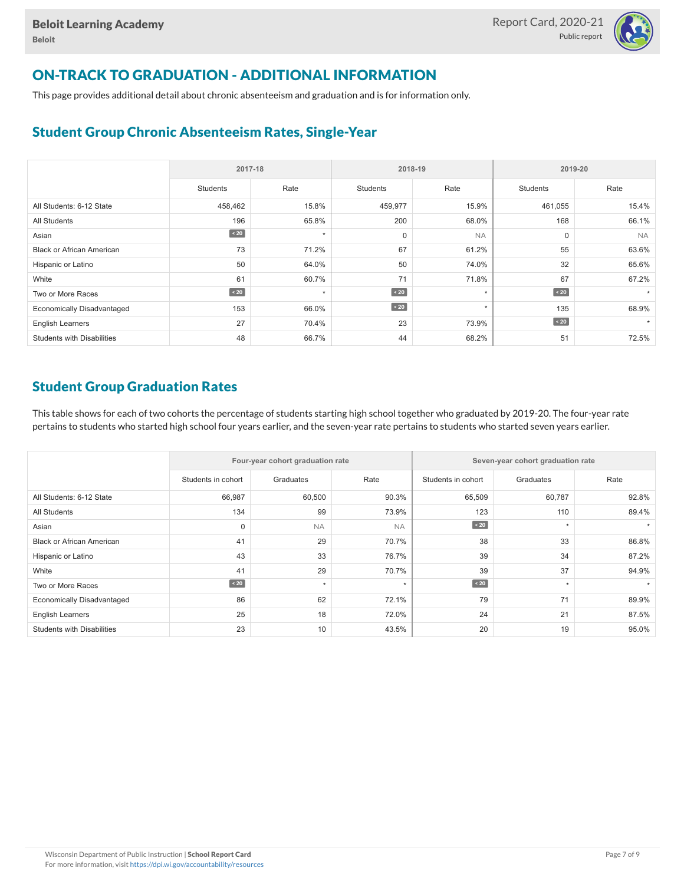Beloit Learning Academy

Beloit

Report Card, 2020-21

Public report

# ON-TRACK TO GRADUATION - ADDITIONAL INFORMATION

This page provides additional detail about chronic absenteeism and graduation and is for information only.

## Student Group Chronic Absenteeism Rates, Single-Year

| | 2017-18 | | 2018-19 | | 2019-20 | |
|---|---|---|---|---|---|---|
| | Students | Rate | Students | Rate | Students | Rate |
| All Students: 6-12 State | 458,462 | 15.8% | 459,977 | 15.9% | 461,055 | 15.4% |
| All Students | 196 | 65.8% | 200 | 68.0% | 168 | 66.1% |
| Asian | < 20 | * | 0 | NA | 0 | NA |
| Black or African American | 73 | 71.2% | 67 | 61.2% | 55 | 63.6% |
| Hispanic or Latino | 50 | 64.0% | 50 | 74.0% | 32 | 65.6% |
| White | 61 | 60.7% | 71 | 71.8% | 67 | 67.2% |
| Two or More Races | < 20 | * | < 20 | * | < 20 | * |
| Economically Disadvantaged | 153 | 66.0% | < 20 | * | 135 | 68.9% |
| English Learners | 27 | 70.4% | 23 | 73.9% | < 20 | * |
| Students with Disabilities | 48 | 66.7% | 44 | 68.2% | 51 | 72.5% |

## Student Group Graduation Rates

This table shows for each of two cohorts the percentage of students starting high school together who graduated by 2019-20. The four-year rate pertains to students who started high school four years earlier, and the seven-year rate pertains to students who started seven years earlier.

| | Four-year cohort graduation rate | | | Seven-year cohort graduation rate | | |
|---|---|---|---|---|---|---|
| | Students in cohort | Graduates | Rate | Students in cohort | Graduates | Rate |
| All Students: 6-12 State | 66,987 | 60,500 | 90.3% | 65,509 | 60,787 | 92.8% |
| All Students | 134 | 99 | 73.9% | 123 | 110 | 89.4% |
| Asian | 0 | NA | NA | < 20 | * | * |
| Black or African American | 41 | 29 | 70.7% | 38 | 33 | 86.8% |
| Hispanic or Latino | 43 | 33 | 76.7% | 39 | 34 | 87.2% |
| White | 41 | 29 | 70.7% | 39 | 37 | 94.9% |
| Two or More Races | < 20 | * | * | < 20 | * | * |
| Economically Disadvantaged | 86 | 62 | 72.1% | 79 | 71 | 89.9% |
| English Learners | 25 | 18 | 72.0% | 24 | 21 | 87.5% |
| Students with Disabilities | 23 | 10 | 43.5% | 20 | 19 | 95.0% |

Wisconsin Department of Public Instruction | **School Report Card**
For more information, visit https://dpi.wi.gov/accountability/resources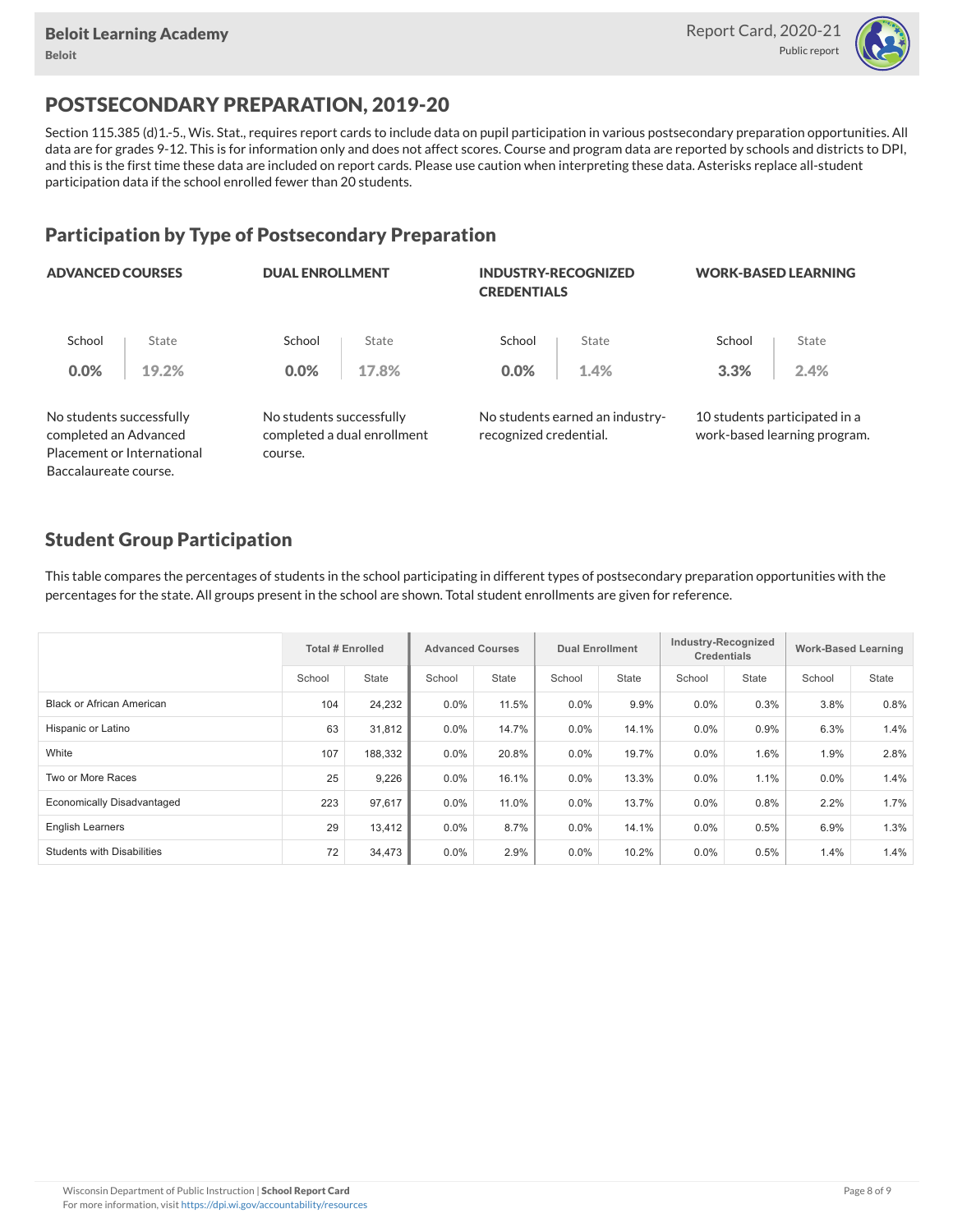# POSTSECONDARY PREPARATION, 2019-20

Section 115.385 (d)1.-5., Wis. Stat., requires report cards to include data on pupil participation in various postsecondary preparation opportunities. All data are for grades 9-12. This is for information only and does not affect scores. Course and program data are reported by schools and districts to DPI, and this is the first time these data are included on report cards. Please use caution when interpreting these data. Asterisks replace all-student participation data if the school enrolled fewer than 20 students.

## Participation by Type of Postsecondary Preparation

| | ADVANCED COURSES | DUAL ENROLLMENT | INDUSTRY-RECOGNIZED CREDENTIALS | WORK-BASED LEARNING |
|---|---|---|---|---|
| School | 0.0% | 0.0% | 0.0% | 3.3% |
| State | 19.2% | 17.8% | 1.4% | 2.4% |
| | No students successfully completed an Advanced Placement or International Baccalaureate course. | No students successfully completed a dual enrollment course. | No students earned an industry-recognized credential. | 10 students participated in a work-based learning program. |

## Student Group Participation

This table compares the percentages of students in the school participating in different types of postsecondary preparation opportunities with the percentages for the state. All groups present in the school are shown. Total student enrollments are given for reference.

| | Total # Enrolled | | Advanced Courses | | Dual Enrollment | | Industry-Recognized Credentials | | Work-Based Learning | |
|---|---|---|---|---|---|---|---|---|---|---|
| | School | State | School | State | School | State | School | State | School | State |
| Black or African American | 104 | 24,232 | 0.0% | 11.5% | 0.0% | 9.9% | 0.0% | 0.3% | 3.8% | 0.8% |
| Hispanic or Latino | 63 | 31,812 | 0.0% | 14.7% | 0.0% | 14.1% | 0.0% | 0.9% | 6.3% | 1.4% |
| White | 107 | 188,332 | 0.0% | 20.8% | 0.0% | 19.7% | 0.0% | 1.6% | 1.9% | 2.8% |
| Two or More Races | 25 | 9,226 | 0.0% | 16.1% | 0.0% | 13.3% | 0.0% | 1.1% | 0.0% | 1.4% |
| Economically Disadvantaged | 223 | 97,617 | 0.0% | 11.0% | 0.0% | 13.7% | 0.0% | 0.8% | 2.2% | 1.7% |
| English Learners | 29 | 13,412 | 0.0% | 8.7% | 0.0% | 14.1% | 0.0% | 0.5% | 6.9% | 1.3% |
| Students with Disabilities | 72 | 34,473 | 0.0% | 2.9% | 0.0% | 10.2% | 0.0% | 0.5% | 1.4% | 1.4% |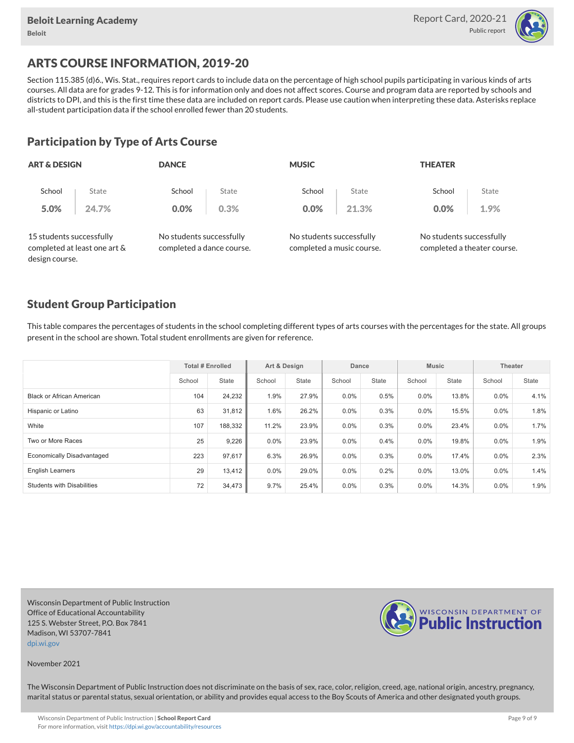Beloit Learning Academy
Beloit

Report Card, 2020-21
Public report

# ARTS COURSE INFORMATION, 2019-20

Section 115.385 (d)6., Wis. Stat., requires report cards to include data on the percentage of high school pupils participating in various kinds of arts courses. All data are for grades 9-12. This is for information only and does not affect scores. Course and program data are reported by schools and districts to DPI, and this is the first time these data are included on report cards. Please use caution when interpreting these data. Asterisks replace all-student participation data if the school enrolled fewer than 20 students.

## Participation by Type of Arts Course

**ART & DESIGN**

School **5.0%** | State **24.7%**

15 students successfully completed at least one art & design course.

**DANCE**

School **0.0%** | State **0.3%**

No students successfully completed a dance course.

**MUSIC**

School **0.0%** | State **21.3%**

No students successfully completed a music course.

**THEATER**

School **0.0%** | State **1.9%**

No students successfully completed a theater course.

## Student Group Participation

This table compares the percentages of students in the school completing different types of arts courses with the percentages for the state. All groups present in the school are shown. Total student enrollments are given for reference.

| | Total # Enrolled | | Art & Design | | Dance | | Music | | Theater | |
|---|---|---|---|---|---|---|---|---|---|---|
| | School | State | School | State | School | State | School | State | School | State |
| Black or African American | 104 | 24,232 | 1.9% | 27.9% | 0.0% | 0.5% | 0.0% | 13.8% | 0.0% | 4.1% |
| Hispanic or Latino | 63 | 31,812 | 1.6% | 26.2% | 0.0% | 0.3% | 0.0% | 15.5% | 0.0% | 1.8% |
| White | 107 | 188,332 | 11.2% | 23.9% | 0.0% | 0.3% | 0.0% | 23.4% | 0.0% | 1.7% |
| Two or More Races | 25 | 9,226 | 0.0% | 23.9% | 0.0% | 0.4% | 0.0% | 19.8% | 0.0% | 1.9% |
| Economically Disadvantaged | 223 | 97,617 | 6.3% | 26.9% | 0.0% | 0.3% | 0.0% | 17.4% | 0.0% | 2.3% |
| English Learners | 29 | 13,412 | 0.0% | 29.0% | 0.0% | 0.2% | 0.0% | 13.0% | 0.0% | 1.4% |
| Students with Disabilities | 72 | 34,473 | 9.7% | 25.4% | 0.0% | 0.3% | 0.0% | 14.3% | 0.0% | 1.9% |

Wisconsin Department of Public Instruction
Office of Educational Accountability
125 S. Webster Street, P.O. Box 7841
Madison, WI 53707-7841
dpi.wi.gov

November 2021

The Wisconsin Department of Public Instruction does not discriminate on the basis of sex, race, color, religion, creed, age, national origin, ancestry, pregnancy, marital status or parental status, sexual orientation, or ability and provides equal access to the Boy Scouts of America and other designated youth groups.